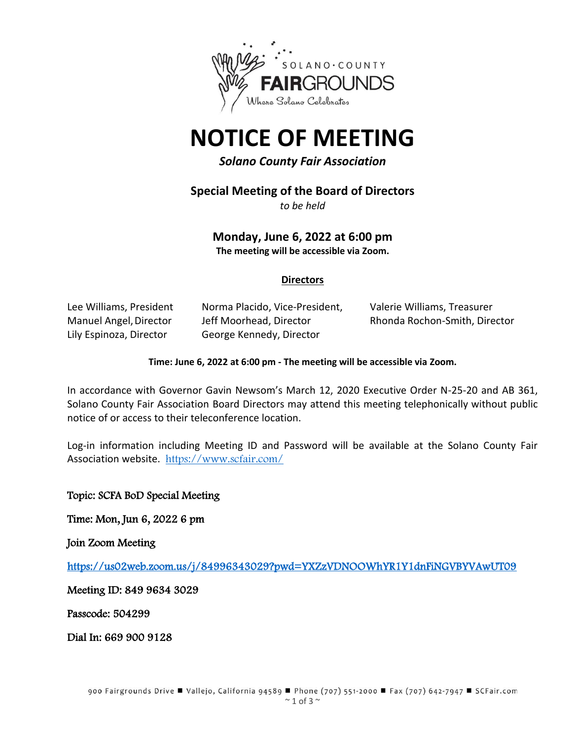SOLANO·COUNTY FAIRGROUNDS
Where Solano Celebrates

# NOTICE OF MEETING

***Solano County Fair Association***

## Special Meeting of the Board of Directors

*to be held*

### Monday, June 6, 2022 at 6:00 pm

**The meeting will be accessible via Zoom.**

**Directors**

Lee Williams, President
Norma Placido, Vice-President,
Valerie Williams, Treasurer
Manuel Angel, Director
Jeff Moorhead, Director
Rhonda Rochon-Smith, Director
Lily Espinoza, Director
George Kennedy, Director

**Time: June 6, 2022 at 6:00 pm - The meeting will be accessible via Zoom.**

In accordance with Governor Gavin Newsom's March 12, 2020 Executive Order N-25-20 and AB 361, Solano County Fair Association Board Directors may attend this meeting telephonically without public notice of or access to their teleconference location.

Log-in information including Meeting ID and Password will be available at the Solano County Fair Association website. https://www.scfair.com/

Topic: SCFA BoD Special Meeting

Time: Mon, Jun 6, 2022 6 pm

Join Zoom Meeting

https://us02web.zoom.us/j/84996343029?pwd=YXZzVDNOOWhYR1Y1dnFiNGVBYVAwUT09

Meeting ID: 849 9634 3029

Passcode: 504299

Dial In: 669 900 9128

900 Fairgrounds Drive ■ Vallejo, California 94589 ■ Phone (707) 551-2000 ■ Fax (707) 642-7947 ■ SCFair.com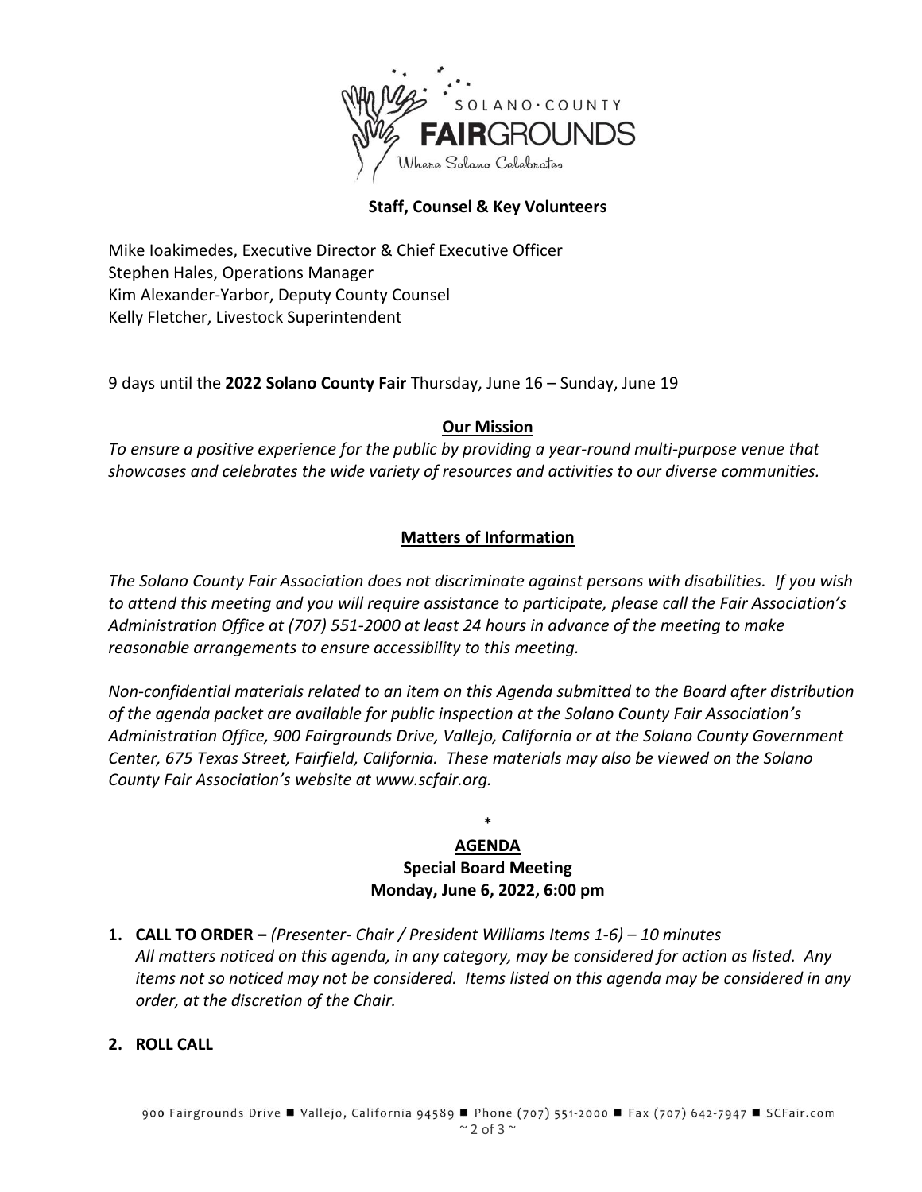## Staff, Counsel & Key Volunteers

Mike Ioakimedes, Executive Director & Chief Executive Officer
Stephen Hales, Operations Manager
Kim Alexander-Yarbor, Deputy County Counsel
Kelly Fletcher, Livestock Superintendent

9 days until the **2022 Solano County Fair** Thursday, June 16 – Sunday, June 19

## Our Mission

*To ensure a positive experience for the public by providing a year-round multi-purpose venue that showcases and celebrates the wide variety of resources and activities to our diverse communities.*

## Matters of Information

*The Solano County Fair Association does not discriminate against persons with disabilities. If you wish to attend this meeting and you will require assistance to participate, please call the Fair Association's Administration Office at (707) 551-2000 at least 24 hours in advance of the meeting to make reasonable arrangements to ensure accessibility to this meeting.*

*Non-confidential materials related to an item on this Agenda submitted to the Board after distribution of the agenda packet are available for public inspection at the Solano County Fair Association's Administration Office, 900 Fairgrounds Drive, Vallejo, California or at the Solano County Government Center, 675 Texas Street, Fairfield, California. These materials may also be viewed on the Solano County Fair Association's website at www.scfair.org.*

*

## AGENDA

**Special Board Meeting**
**Monday, June 6, 2022, 6:00 pm**

1. **CALL TO ORDER –** *(Presenter- Chair / President Williams Items 1-6) – 10 minutes*
   *All matters noticed on this agenda, in any category, may be considered for action as listed. Any items not so noticed may not be considered. Items listed on this agenda may be considered in any order, at the discretion of the Chair.*

2. **ROLL CALL**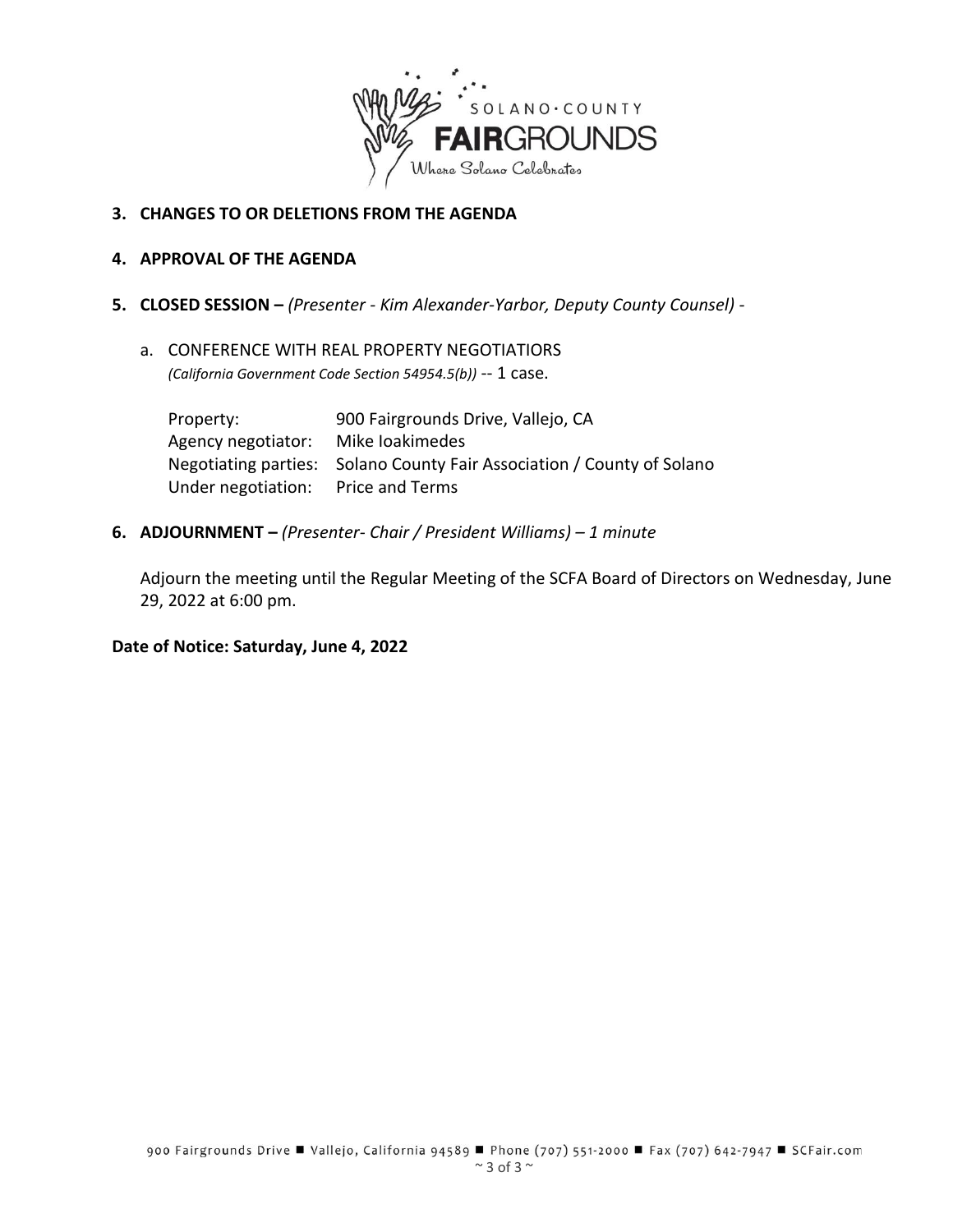**3. CHANGES TO OR DELETIONS FROM THE AGENDA**

**4. APPROVAL OF THE AGENDA**

**5. CLOSED SESSION –** *(Presenter - Kim Alexander-Yarbor, Deputy County Counsel)* -

a. CONFERENCE WITH REAL PROPERTY NEGOTIATIORS
*(California Government Code Section 54954.5(b))* -- 1 case.

| | |
|---|---|
| Property: | 900 Fairgrounds Drive, Vallejo, CA |
| Agency negotiator: | Mike Ioakimedes |
| Negotiating parties: | Solano County Fair Association / County of Solano |
| Under negotiation: | Price and Terms |

**6. ADJOURNMENT –** *(Presenter- Chair / President Williams) – 1 minute*

Adjourn the meeting until the Regular Meeting of the SCFA Board of Directors on Wednesday, June 29, 2022 at 6:00 pm.

**Date of Notice: Saturday, June 4, 2022**